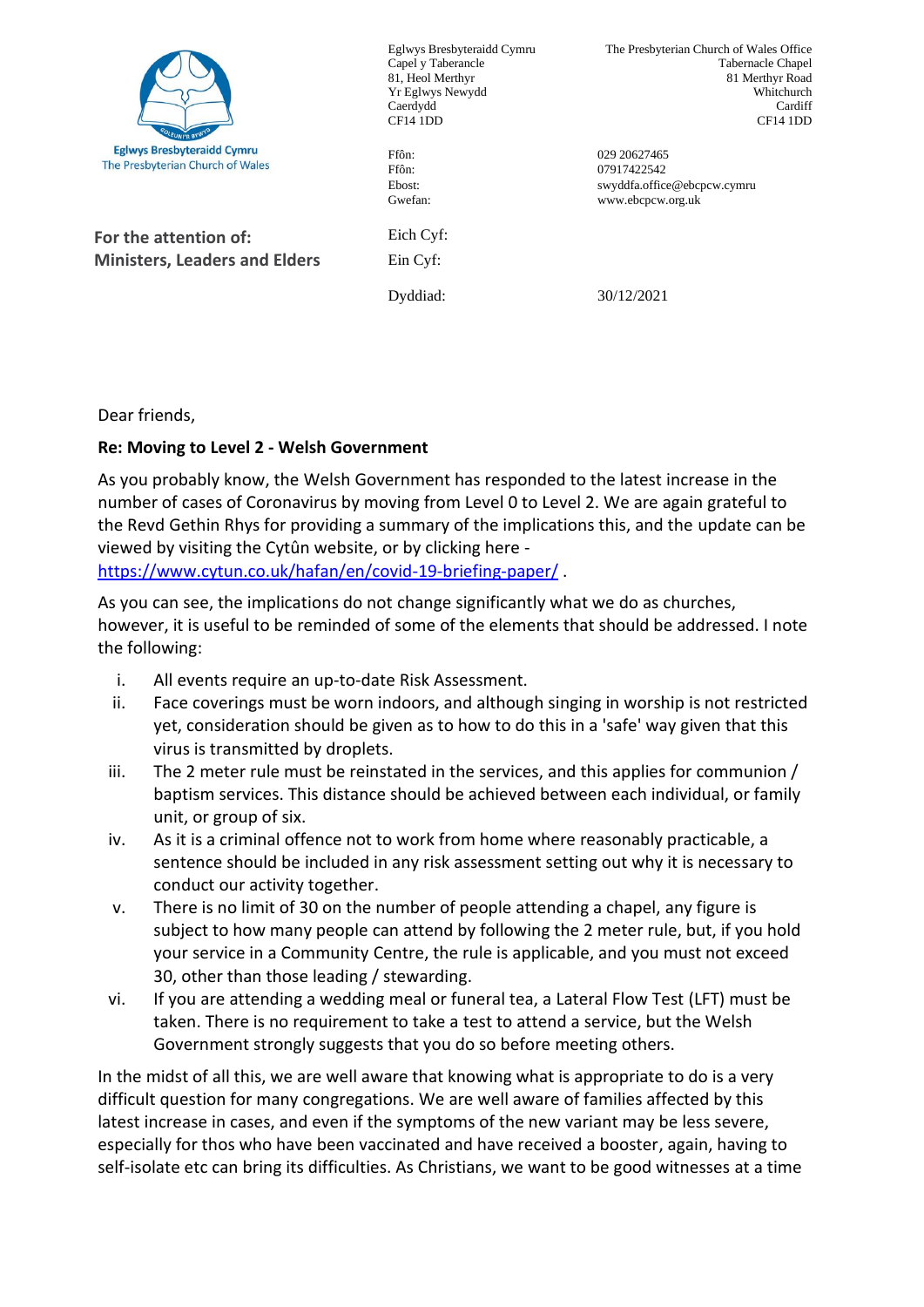**Eglwys Bresbyteraidd Cymru**
The Presbyterian Church of Wales

Eglwys Bresbyteraidd Cymru
Capel y Taberancle
81, Heol Merthyr
Yr Eglwys Newydd
Caerdydd
CF14 1DD

The Presbyterian Church of Wales Office
Tabernacle Chapel
81 Merthyr Road
Whitchurch
Cardiff
CF14 1DD

Ffôn: 029 20627465
Ffôn: 07917422542
Ebost: swyddfa.office@ebcpcw.cymru
Gwefan: www.ebcpcw.org.uk

**For the attention of:**
**Ministers, Leaders and Elders**

Eich Cyf:
Ein Cyf:

Dyddiad: 30/12/2021

Dear friends,

**Re: Moving to Level 2 - Welsh Government**

As you probably know, the Welsh Government has responded to the latest increase in the number of cases of Coronavirus by moving from Level 0 to Level 2. We are again grateful to the Revd Gethin Rhys for providing a summary of the implications this, and the update can be viewed by visiting the Cytûn website, or by clicking here - [https://www.cytun.co.uk/hafan/en/covid-19-briefing-paper/](https://www.cytun.co.uk/hafan/en/covid-19-briefing-paper/) .

As you can see, the implications do not change significantly what we do as churches, however, it is useful to be reminded of some of the elements that should be addressed. I note the following:

i. All events require an up-to-date Risk Assessment.
ii. Face coverings must be worn indoors, and although singing in worship is not restricted yet, consideration should be given as to how to do this in a 'safe' way given that this virus is transmitted by droplets.
iii. The 2 meter rule must be reinstated in the services, and this applies for communion / baptism services. This distance should be achieved between each individual, or family unit, or group of six.
iv. As it is a criminal offence not to work from home where reasonably practicable, a sentence should be included in any risk assessment setting out why it is necessary to conduct our activity together.
v. There is no limit of 30 on the number of people attending a chapel, any figure is subject to how many people can attend by following the 2 meter rule, but, if you hold your service in a Community Centre, the rule is applicable, and you must not exceed 30, other than those leading / stewarding.
vi. If you are attending a wedding meal or funeral tea, a Lateral Flow Test (LFT) must be taken. There is no requirement to take a test to attend a service, but the Welsh Government strongly suggests that you do so before meeting others.

In the midst of all this, we are well aware that knowing what is appropriate to do is a very difficult question for many congregations. We are well aware of families affected by this latest increase in cases, and even if the symptoms of the new variant may be less severe, especially for thos who have been vaccinated and have received a booster, again, having to self-isolate etc can bring its difficulties. As Christians, we want to be good witnesses at a time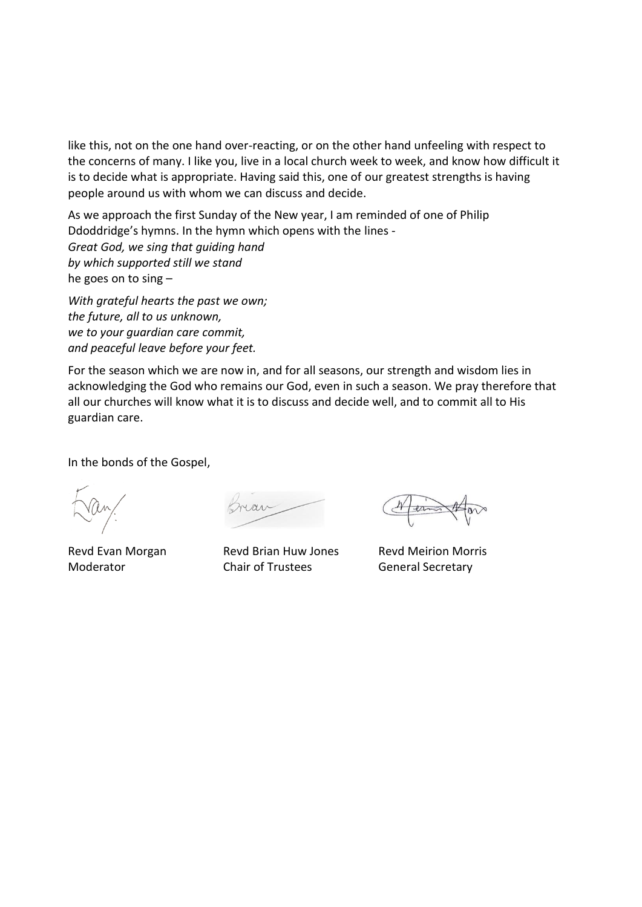like this, not on the one hand over-reacting, or on the other hand unfeeling with respect to the concerns of many. I like you, live in a local church week to week, and know how difficult it is to decide what is appropriate. Having said this, one of our greatest strengths is having people around us with whom we can discuss and decide.

As we approach the first Sunday of the New year, I am reminded of one of Philip Ddoddridge's hymns. In the hymn which opens with the lines -
*Great God, we sing that guiding hand*
*by which supported still we stand*
he goes on to sing –

*With grateful hearts the past we own;*
*the future, all to us unknown,*
*we to your guardian care commit,*
*and peaceful leave before your feet.*

For the season which we are now in, and for all seasons, our strength and wisdom lies in acknowledging the God who remains our God, even in such a season. We pray therefore that all our churches will know what it is to discuss and decide well, and to commit all to His guardian care.

In the bonds of the Gospel,

| | | |
|---|---|---|
| Revd Evan Morgan | Revd Brian Huw Jones | Revd Meirion Morris |
| Moderator | Chair of Trustees | General Secretary |